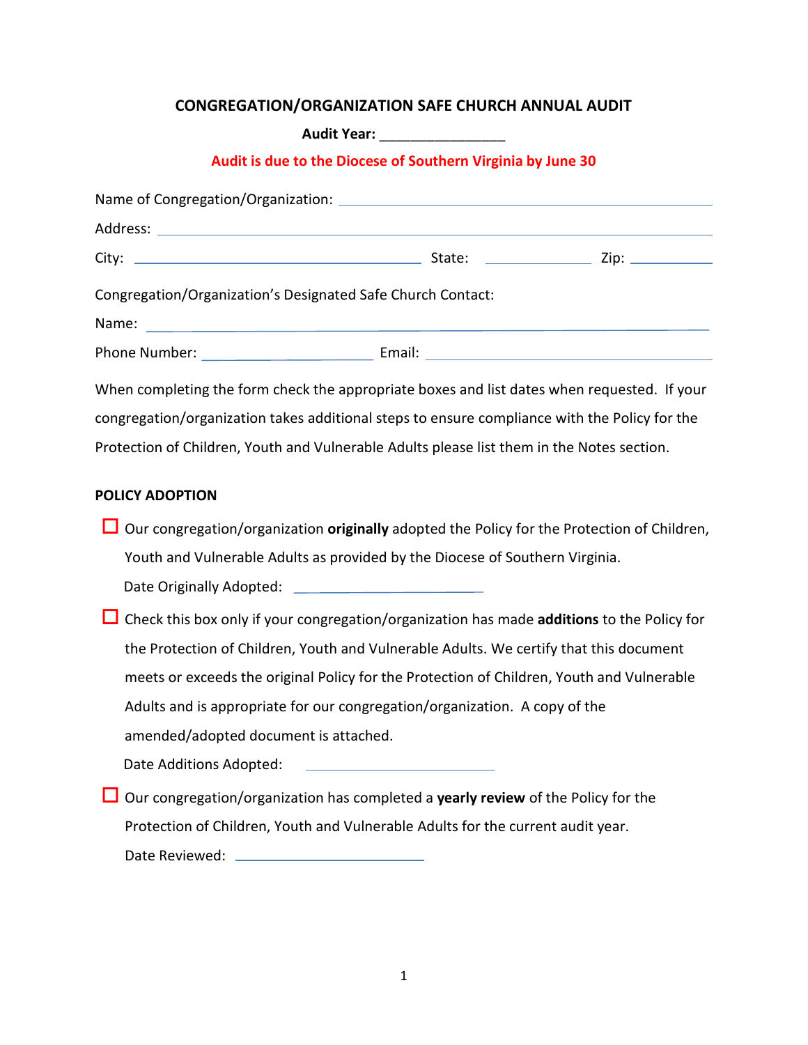# CONGREGATION/ORGANIZATION SAFE CHURCH ANNUAL AUDIT

**Audit Year:** ________________

**Audit is due to the Diocese of Southern Virginia by June 30**

Name of Congregation/Organization: ______________________________

Address: ______________________________

City: ______________________ State: __________ Zip: __________

Congregation/Organization's Designated Safe Church Contact:

Name: ______________________________

Phone Number: ______________ Email: ______________________

When completing the form check the appropriate boxes and list dates when requested. If your congregation/organization takes additional steps to ensure compliance with the Policy for the Protection of Children, Youth and Vulnerable Adults please list them in the Notes section.

## POLICY ADOPTION

☐ Our congregation/organization **originally** adopted the Policy for the Protection of Children, Youth and Vulnerable Adults as provided by the Diocese of Southern Virginia.

Date Originally Adopted: ______________________

☐ Check this box only if your congregation/organization has made **additions** to the Policy for the Protection of Children, Youth and Vulnerable Adults. We certify that this document meets or exceeds the original Policy for the Protection of Children, Youth and Vulnerable Adults and is appropriate for our congregation/organization. A copy of the amended/adopted document is attached.

Date Additions Adopted: ______________________

☐ Our congregation/organization has completed a **yearly review** of the Policy for the Protection of Children, Youth and Vulnerable Adults for the current audit year.

Date Reviewed: ______________________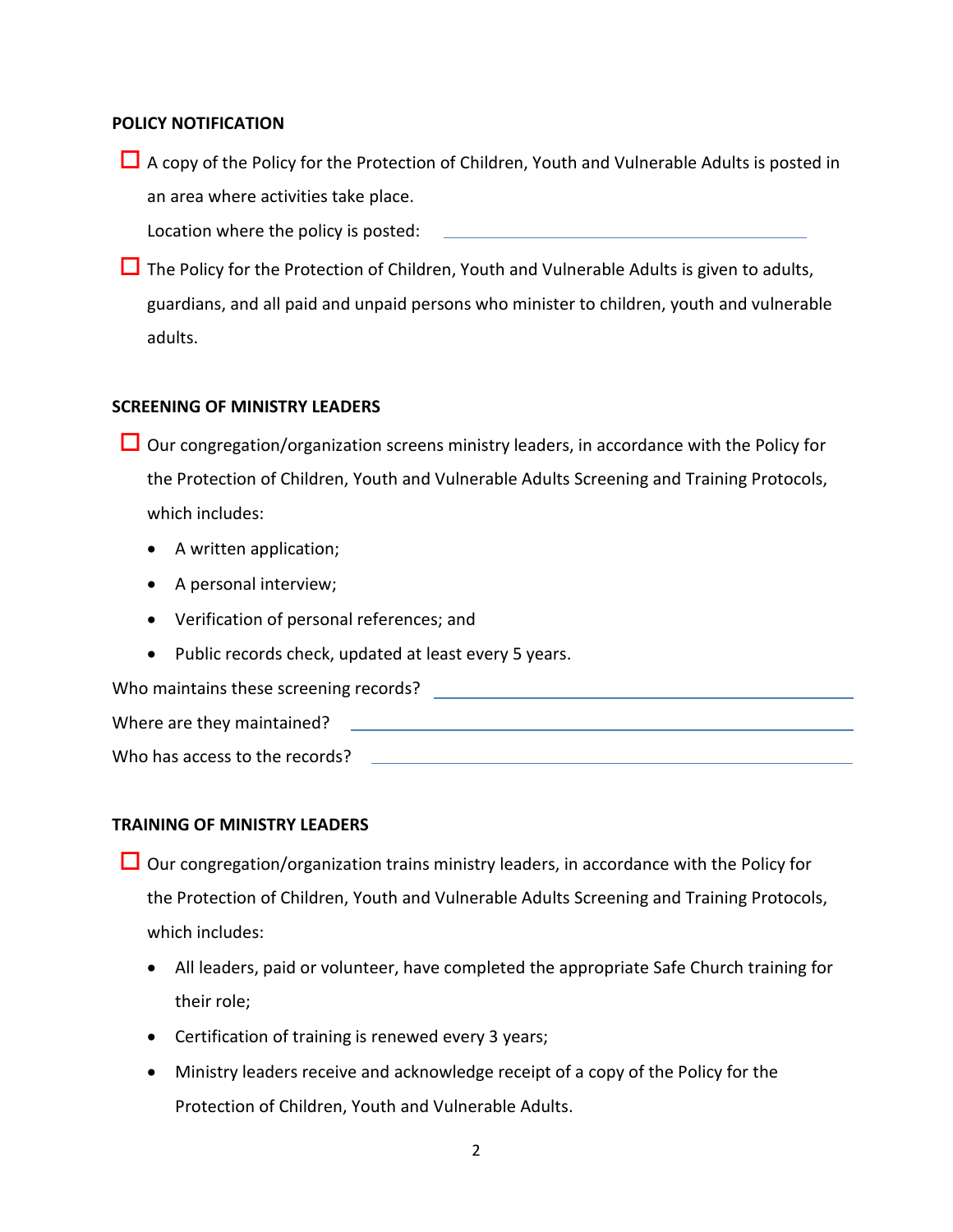**POLICY NOTIFICATION**

☐ A copy of the Policy for the Protection of Children, Youth and Vulnerable Adults is posted in an area where activities take place.

Location where the policy is posted: ____________________

☐ The Policy for the Protection of Children, Youth and Vulnerable Adults is given to adults, guardians, and all paid and unpaid persons who minister to children, youth and vulnerable adults.

**SCREENING OF MINISTRY LEADERS**

☐ Our congregation/organization screens ministry leaders, in accordance with the Policy for the Protection of Children, Youth and Vulnerable Adults Screening and Training Protocols, which includes:

- A written application;
- A personal interview;
- Verification of personal references; and
- Public records check, updated at least every 5 years.

Who maintains these screening records? ____________________

Where are they maintained? ____________________

Who has access to the records? ____________________

**TRAINING OF MINISTRY LEADERS**

☐ Our congregation/organization trains ministry leaders, in accordance with the Policy for the Protection of Children, Youth and Vulnerable Adults Screening and Training Protocols, which includes:

- All leaders, paid or volunteer, have completed the appropriate Safe Church training for their role;
- Certification of training is renewed every 3 years;
- Ministry leaders receive and acknowledge receipt of a copy of the Policy for the Protection of Children, Youth and Vulnerable Adults.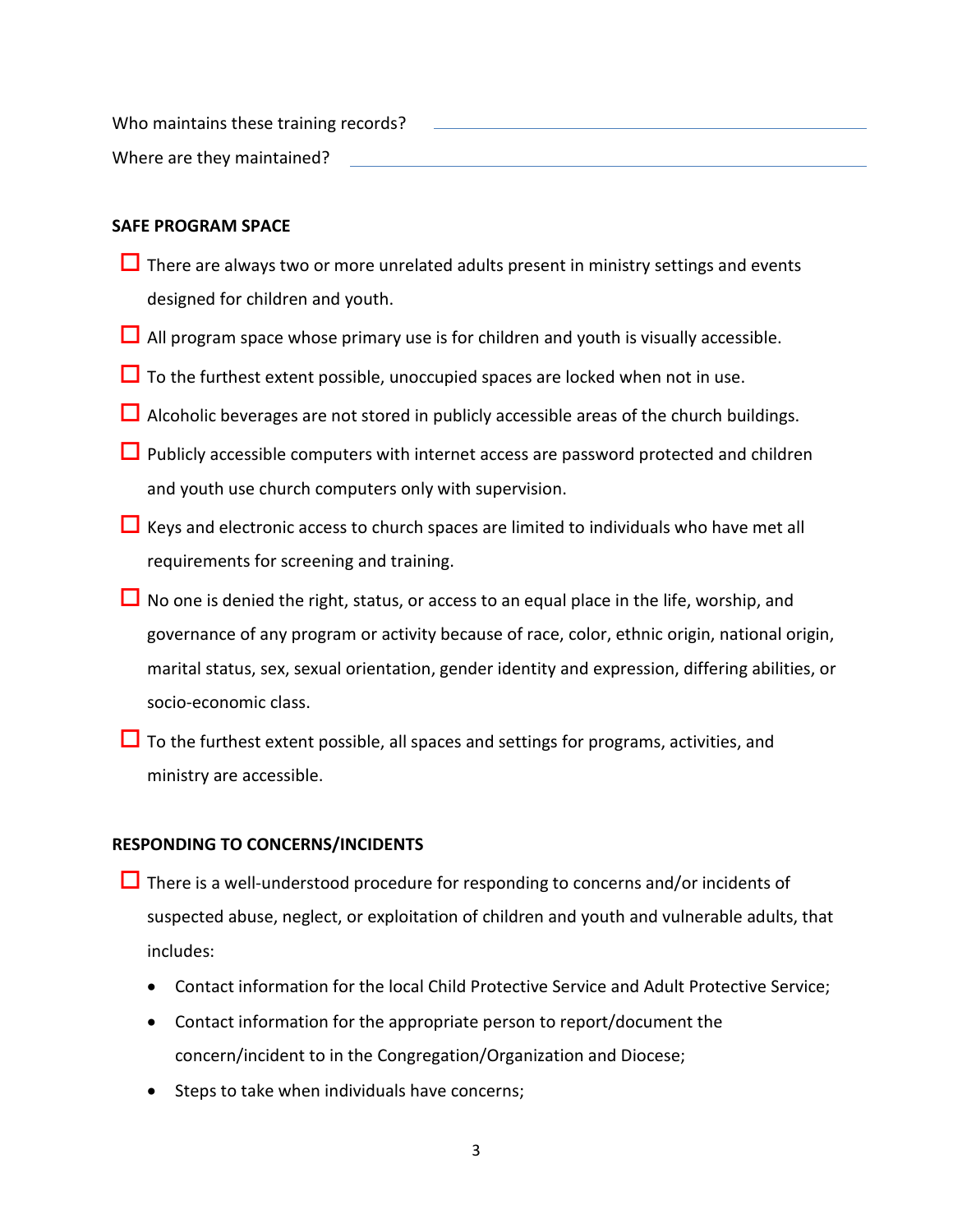Who maintains these training records? ______________________________

Where are they maintained? ______________________________

**SAFE PROGRAM SPACE**

- ☐ There are always two or more unrelated adults present in ministry settings and events designed for children and youth.
- ☐ All program space whose primary use is for children and youth is visually accessible.
- ☐ To the furthest extent possible, unoccupied spaces are locked when not in use.
- ☐ Alcoholic beverages are not stored in publicly accessible areas of the church buildings.
- ☐ Publicly accessible computers with internet access are password protected and children and youth use church computers only with supervision.
- ☐ Keys and electronic access to church spaces are limited to individuals who have met all requirements for screening and training.
- ☐ No one is denied the right, status, or access to an equal place in the life, worship, and governance of any program or activity because of race, color, ethnic origin, national origin, marital status, sex, sexual orientation, gender identity and expression, differing abilities, or socio-economic class.
- ☐ To the furthest extent possible, all spaces and settings for programs, activities, and ministry are accessible.

**RESPONDING TO CONCERNS/INCIDENTS**

- ☐ There is a well-understood procedure for responding to concerns and/or incidents of suspected abuse, neglect, or exploitation of children and youth and vulnerable adults, that includes:
  - Contact information for the local Child Protective Service and Adult Protective Service;
  - Contact information for the appropriate person to report/document the concern/incident to in the Congregation/Organization and Diocese;
  - Steps to take when individuals have concerns;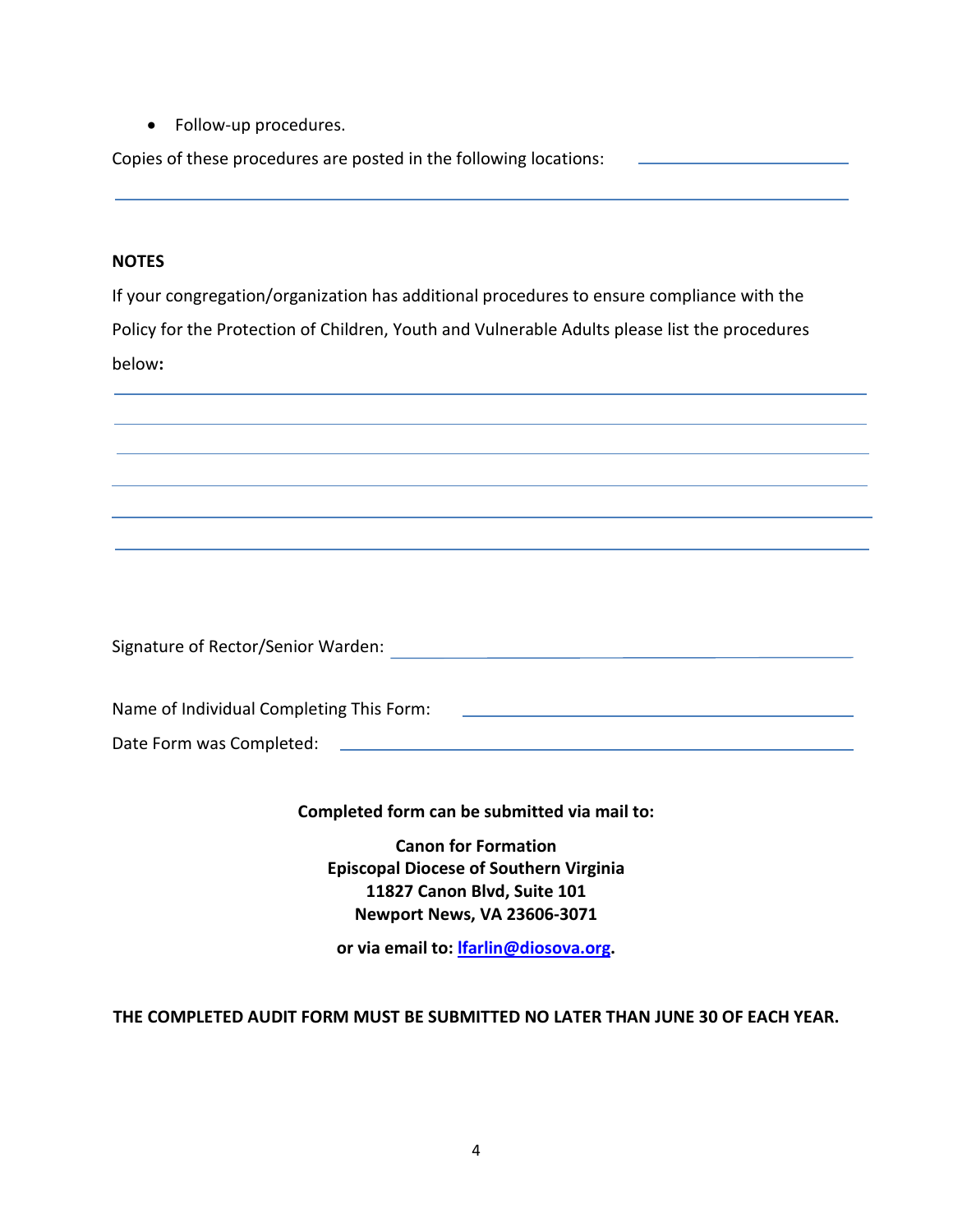- Follow-up procedures.

Copies of these procedures are posted in the following locations: \_\_\_\_\_\_\_\_\_\_\_\_\_\_\_\_\_\_\_\_

\_\_\_\_\_\_\_\_\_\_\_\_\_\_\_\_\_\_\_\_\_\_\_\_\_\_\_\_\_\_\_\_\_\_\_\_\_\_\_\_\_\_\_\_\_\_\_\_\_\_\_\_\_\_\_\_\_\_\_\_\_\_\_\_\_\_

**NOTES**

If your congregation/organization has additional procedures to ensure compliance with the Policy for the Protection of Children, Youth and Vulnerable Adults please list the procedures below**:**

\_\_\_\_\_\_\_\_\_\_\_\_\_\_\_\_\_\_\_\_\_\_\_\_\_\_\_\_\_\_\_\_\_\_\_\_\_\_\_\_\_\_\_\_\_\_\_\_\_\_\_\_\_\_\_\_\_\_\_\_\_\_\_\_\_\_

\_\_\_\_\_\_\_\_\_\_\_\_\_\_\_\_\_\_\_\_\_\_\_\_\_\_\_\_\_\_\_\_\_\_\_\_\_\_\_\_\_\_\_\_\_\_\_\_\_\_\_\_\_\_\_\_\_\_\_\_\_\_\_\_\_\_

\_\_\_\_\_\_\_\_\_\_\_\_\_\_\_\_\_\_\_\_\_\_\_\_\_\_\_\_\_\_\_\_\_\_\_\_\_\_\_\_\_\_\_\_\_\_\_\_\_\_\_\_\_\_\_\_\_\_\_\_\_\_\_\_\_\_

\_\_\_\_\_\_\_\_\_\_\_\_\_\_\_\_\_\_\_\_\_\_\_\_\_\_\_\_\_\_\_\_\_\_\_\_\_\_\_\_\_\_\_\_\_\_\_\_\_\_\_\_\_\_\_\_\_\_\_\_\_\_\_\_\_\_

\_\_\_\_\_\_\_\_\_\_\_\_\_\_\_\_\_\_\_\_\_\_\_\_\_\_\_\_\_\_\_\_\_\_\_\_\_\_\_\_\_\_\_\_\_\_\_\_\_\_\_\_\_\_\_\_\_\_\_\_\_\_\_\_\_\_

\_\_\_\_\_\_\_\_\_\_\_\_\_\_\_\_\_\_\_\_\_\_\_\_\_\_\_\_\_\_\_\_\_\_\_\_\_\_\_\_\_\_\_\_\_\_\_\_\_\_\_\_\_\_\_\_\_\_\_\_\_\_\_\_\_\_

Signature of Rector/Senior Warden: \_\_\_\_\_\_\_\_\_\_\_\_\_\_\_\_\_\_\_\_\_\_\_\_\_\_\_\_\_\_\_\_\_\_\_\_\_\_\_\_

Name of Individual Completing This Form: \_\_\_\_\_\_\_\_\_\_\_\_\_\_\_\_\_\_\_\_\_\_\_\_\_\_\_\_\_\_\_\_\_\_\_

Date Form was Completed: \_\_\_\_\_\_\_\_\_\_\_\_\_\_\_\_\_\_\_\_\_\_\_\_\_\_\_\_\_\_\_\_\_\_\_\_\_\_\_\_\_\_\_\_\_\_

**Completed form can be submitted via mail to:**

**Canon for Formation**
**Episcopal Diocese of Southern Virginia**
**11827 Canon Blvd, Suite 101**
**Newport News, VA 23606-3071**

**or via email to: lfarlin@diosova.org.**

**THE COMPLETED AUDIT FORM MUST BE SUBMITTED NO LATER THAN JUNE 30 OF EACH YEAR.**